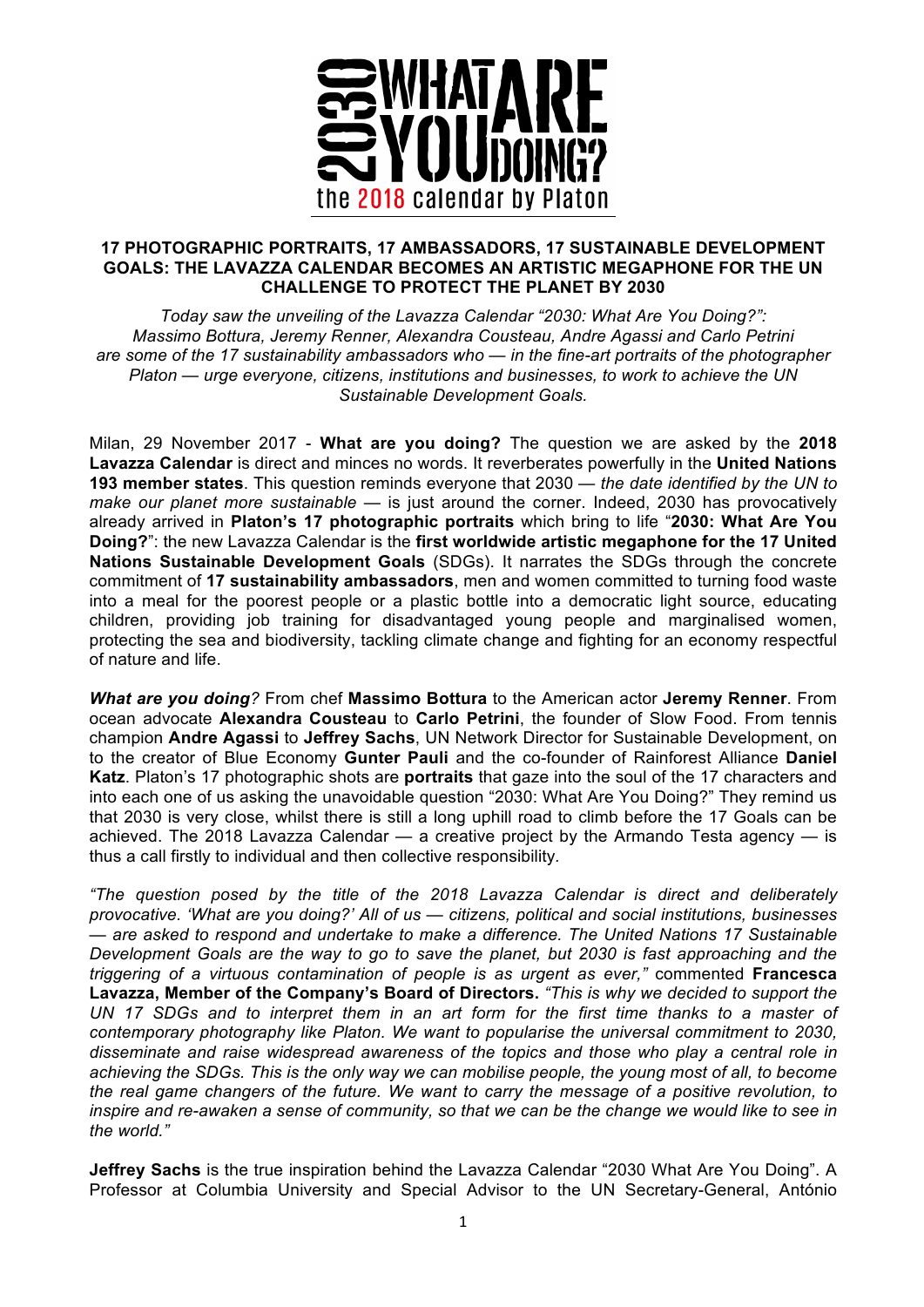# 2030 WHAT ARE YOU DOING?

the 2018 calendar by Platon

**17 PHOTOGRAPHIC PORTRAITS, 17 AMBASSADORS, 17 SUSTAINABLE DEVELOPMENT GOALS: THE LAVAZZA CALENDAR BECOMES AN ARTISTIC MEGAPHONE FOR THE UN CHALLENGE TO PROTECT THE PLANET BY 2030**

*Today saw the unveiling of the Lavazza Calendar "2030: What Are You Doing?": Massimo Bottura, Jeremy Renner, Alexandra Cousteau, Andre Agassi and Carlo Petrini are some of the 17 sustainability ambassadors who — in the fine-art portraits of the photographer Platon — urge everyone, citizens, institutions and businesses, to work to achieve the UN Sustainable Development Goals.*

Milan, 29 November 2017 - **What are you doing?** The question we are asked by the **2018 Lavazza Calendar** is direct and minces no words. It reverberates powerfully in the **United Nations 193 member states**. This question reminds everyone that 2030 — *the date identified by the UN to make our planet more sustainable* — is just around the corner. Indeed, 2030 has provocatively already arrived in **Platon's 17 photographic portraits** which bring to life "**2030: What Are You Doing?**": the new Lavazza Calendar is the **first worldwide artistic megaphone for the 17 United Nations Sustainable Development Goals** (SDGs). It narrates the SDGs through the concrete commitment of **17 sustainability ambassadors**, men and women committed to turning food waste into a meal for the poorest people or a plastic bottle into a democratic light source, educating children, providing job training for disadvantaged young people and marginalised women, protecting the sea and biodiversity, tackling climate change and fighting for an economy respectful of nature and life.

***What are you doing****?* From chef **Massimo Bottura** to the American actor **Jeremy Renner**. From ocean advocate **Alexandra Cousteau** to **Carlo Petrini**, the founder of Slow Food. From tennis champion **Andre Agassi** to **Jeffrey Sachs**, UN Network Director for Sustainable Development, on to the creator of Blue Economy **Gunter Pauli** and the co-founder of Rainforest Alliance **Daniel Katz**. Platon's 17 photographic shots are **portraits** that gaze into the soul of the 17 characters and into each one of us asking the unavoidable question "2030: What Are You Doing?" They remind us that 2030 is very close, whilst there is still a long uphill road to climb before the 17 Goals can be achieved. The 2018 Lavazza Calendar — a creative project by the Armando Testa agency — is thus a call firstly to individual and then collective responsibility.

*"The question posed by the title of the 2018 Lavazza Calendar is direct and deliberately provocative. 'What are you doing?' All of us — citizens, political and social institutions, businesses — are asked to respond and undertake to make a difference. The United Nations 17 Sustainable Development Goals are the way to go to save the planet, but 2030 is fast approaching and the triggering of a virtuous contamination of people is as urgent as ever,"* commented **Francesca Lavazza, Member of the Company's Board of Directors.** *"This is why we decided to support the UN 17 SDGs and to interpret them in an art form for the first time thanks to a master of contemporary photography like Platon. We want to popularise the universal commitment to 2030, disseminate and raise widespread awareness of the topics and those who play a central role in achieving the SDGs. This is the only way we can mobilise people, the young most of all, to become the real game changers of the future. We want to carry the message of a positive revolution, to inspire and re-awaken a sense of community, so that we can be the change we would like to see in the world."*

**Jeffrey Sachs** is the true inspiration behind the Lavazza Calendar "2030 What Are You Doing". A Professor at Columbia University and Special Advisor to the UN Secretary-General, António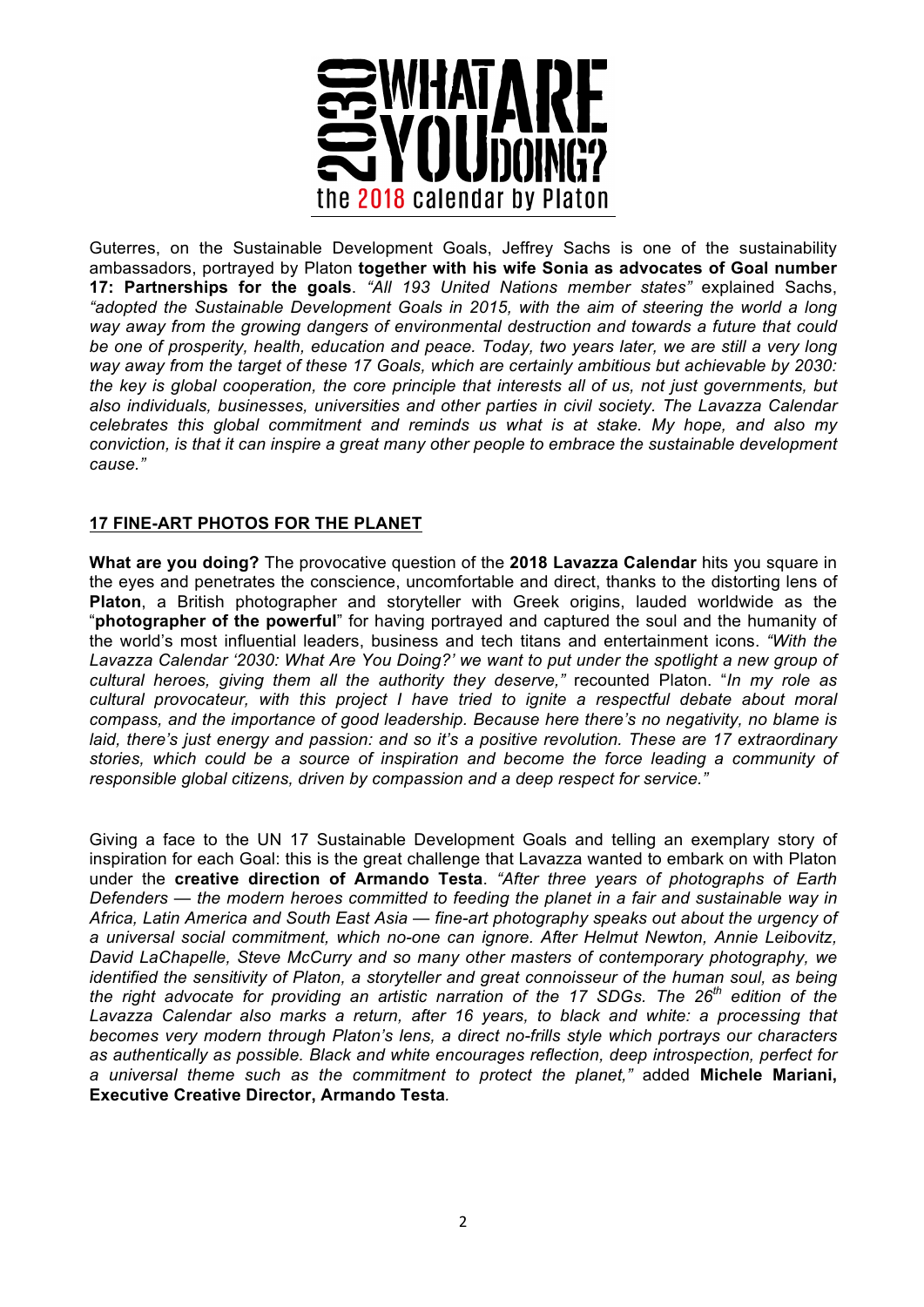Guterres, on the Sustainable Development Goals, Jeffrey Sachs is one of the sustainability ambassadors, portrayed by Platon **together with his wife Sonia as advocates of Goal number 17: Partnerships for the goals**. *"All 193 United Nations member states"* explained Sachs, *"adopted the Sustainable Development Goals in 2015, with the aim of steering the world a long way away from the growing dangers of environmental destruction and towards a future that could be one of prosperity, health, education and peace. Today, two years later, we are still a very long way away from the target of these 17 Goals, which are certainly ambitious but achievable by 2030: the key is global cooperation, the core principle that interests all of us, not just governments, but also individuals, businesses, universities and other parties in civil society. The Lavazza Calendar celebrates this global commitment and reminds us what is at stake. My hope, and also my conviction, is that it can inspire a great many other people to embrace the sustainable development cause."*

## 17 FINE-ART PHOTOS FOR THE PLANET

**What are you doing?** The provocative question of the **2018 Lavazza Calendar** hits you square in the eyes and penetrates the conscience, uncomfortable and direct, thanks to the distorting lens of **Platon**, a British photographer and storyteller with Greek origins, lauded worldwide as the "**photographer of the powerful**" for having portrayed and captured the soul and the humanity of the world's most influential leaders, business and tech titans and entertainment icons. *"With the Lavazza Calendar '2030: What Are You Doing?' we want to put under the spotlight a new group of cultural heroes, giving them all the authority they deserve,"* recounted Platon. "*In my role as cultural provocateur, with this project I have tried to ignite a respectful debate about moral compass, and the importance of good leadership. Because here there's no negativity, no blame is laid, there's just energy and passion: and so it's a positive revolution. These are 17 extraordinary stories, which could be a source of inspiration and become the force leading a community of responsible global citizens, driven by compassion and a deep respect for service."*

Giving a face to the UN 17 Sustainable Development Goals and telling an exemplary story of inspiration for each Goal: this is the great challenge that Lavazza wanted to embark on with Platon under the **creative direction of Armando Testa**. *"After three years of photographs of Earth Defenders — the modern heroes committed to feeding the planet in a fair and sustainable way in Africa, Latin America and South East Asia — fine-art photography speaks out about the urgency of a universal social commitment, which no-one can ignore. After Helmut Newton, Annie Leibovitz, David LaChapelle, Steve McCurry and so many other masters of contemporary photography, we identified the sensitivity of Platon, a storyteller and great connoisseur of the human soul, as being the right advocate for providing an artistic narration of the 17 SDGs. The 26th edition of the Lavazza Calendar also marks a return, after 16 years, to black and white: a processing that becomes very modern through Platon's lens, a direct no-frills style which portrays our characters as authentically as possible. Black and white encourages reflection, deep introspection, perfect for a universal theme such as the commitment to protect the planet,"* added **Michele Mariani, Executive Creative Director, Armando Testa**.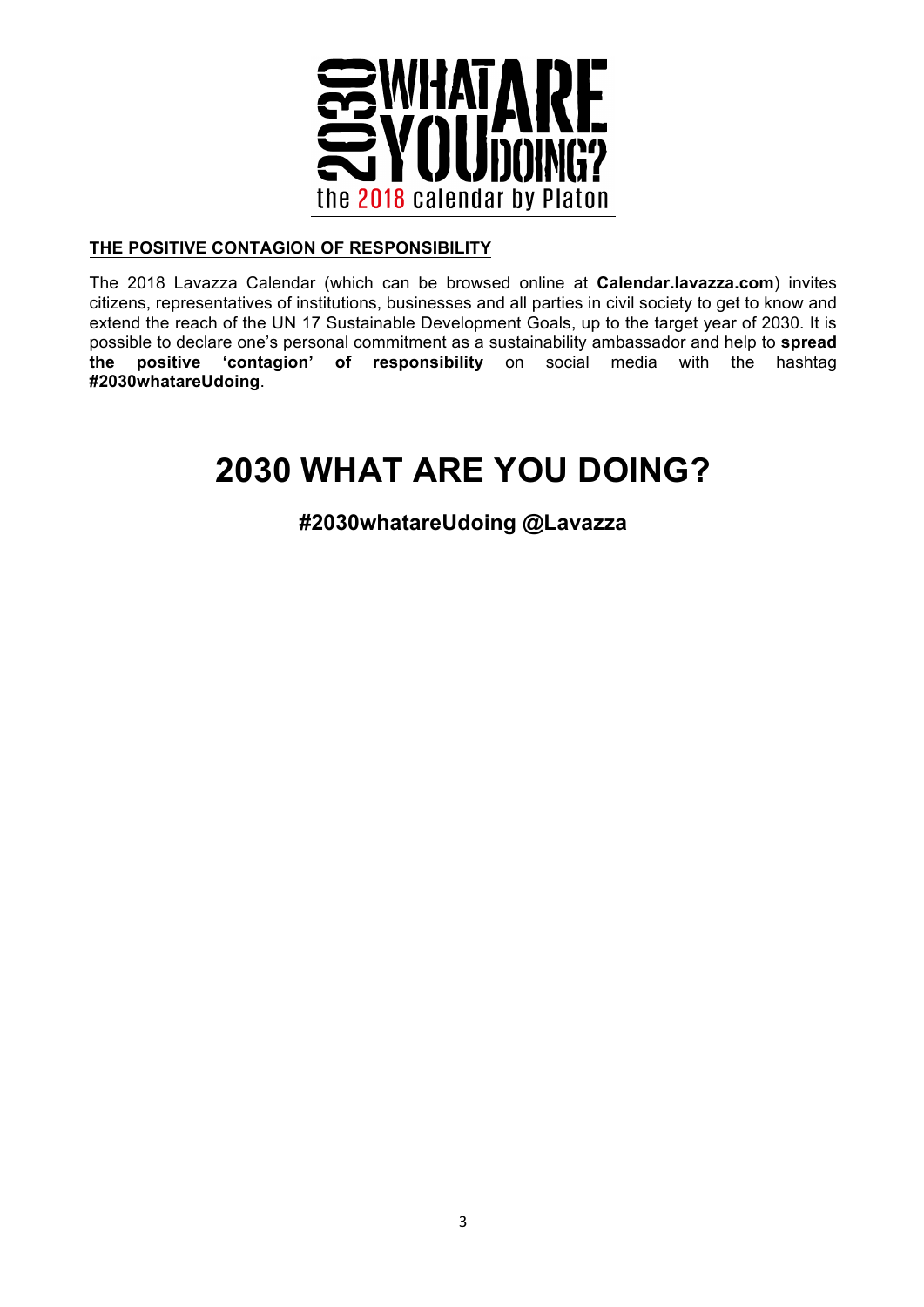2030 WHAT ARE YOU DOING?

the 2018 calendar by Platon

**THE POSITIVE CONTAGION OF RESPONSIBILITY**

The 2018 Lavazza Calendar (which can be browsed online at **Calendar.lavazza.com**) invites citizens, representatives of institutions, businesses and all parties in civil society to get to know and extend the reach of the UN 17 Sustainable Development Goals, up to the target year of 2030. It is possible to declare one's personal commitment as a sustainability ambassador and help to **spread the positive 'contagion' of responsibility** on social media with the hashtag **#2030whatareUdoing**.

# 2030 WHAT ARE YOU DOING?

### #2030whatareUdoing @Lavazza